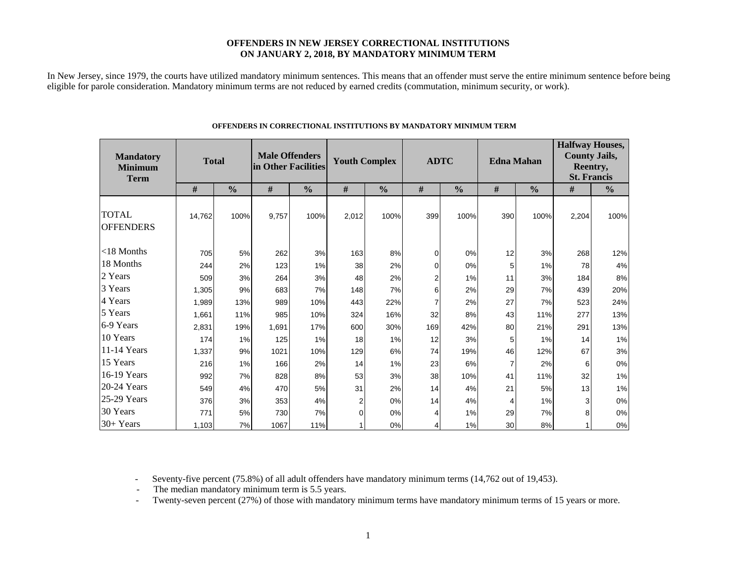# OFFENDERS IN NEW JERSEY CORRECTIONAL INSTITUTIONS ON JANUARY 2, 2018, BY MANDATORY MINIMUM TERM

In New Jersey, since 1979, the courts have utilized mandatory minimum sentences. This means that an offender must serve the entire minimum sentence before being eligible for parole consideration. Mandatory minimum terms are not reduced by earned credits (commutation, minimum security, or work).

## OFFENDERS IN CORRECTIONAL INSTITUTIONS BY MANDATORY MINIMUM TERM

| Mandatory Minimum Term | Total | | Male Offenders in Other Facilities | | Youth Complex | | ADTC | | Edna Mahan | | Halfway Houses, County Jails, Reentry, St. Francis | |
|---|---|---|---|---|---|---|---|---|---|---|---|---|
| | # | % | # | % | # | % | # | % | # | % | # | % |
| TOTAL OFFENDERS | 14,762 | 100% | 9,757 | 100% | 2,012 | 100% | 399 | 100% | 390 | 100% | 2,204 | 100% |
| <18 Months | 705 | 5% | 262 | 3% | 163 | 8% | 0 | 0% | 12 | 3% | 268 | 12% |
| 18 Months | 244 | 2% | 123 | 1% | 38 | 2% | 0 | 0% | 5 | 1% | 78 | 4% |
| 2 Years | 509 | 3% | 264 | 3% | 48 | 2% | 2 | 1% | 11 | 3% | 184 | 8% |
| 3 Years | 1,305 | 9% | 683 | 7% | 148 | 7% | 6 | 2% | 29 | 7% | 439 | 20% |
| 4 Years | 1,989 | 13% | 989 | 10% | 443 | 22% | 7 | 2% | 27 | 7% | 523 | 24% |
| 5 Years | 1,661 | 11% | 985 | 10% | 324 | 16% | 32 | 8% | 43 | 11% | 277 | 13% |
| 6-9 Years | 2,831 | 19% | 1,691 | 17% | 600 | 30% | 169 | 42% | 80 | 21% | 291 | 13% |
| 10 Years | 174 | 1% | 125 | 1% | 18 | 1% | 12 | 3% | 5 | 1% | 14 | 1% |
| 11-14 Years | 1,337 | 9% | 1021 | 10% | 129 | 6% | 74 | 19% | 46 | 12% | 67 | 3% |
| 15 Years | 216 | 1% | 166 | 2% | 14 | 1% | 23 | 6% | 7 | 2% | 6 | 0% |
| 16-19 Years | 992 | 7% | 828 | 8% | 53 | 3% | 38 | 10% | 41 | 11% | 32 | 1% |
| 20-24 Years | 549 | 4% | 470 | 5% | 31 | 2% | 14 | 4% | 21 | 5% | 13 | 1% |
| 25-29 Years | 376 | 3% | 353 | 4% | 2 | 0% | 14 | 4% | 4 | 1% | 3 | 0% |
| 30 Years | 771 | 5% | 730 | 7% | 0 | 0% | 4 | 1% | 29 | 7% | 8 | 0% |
| 30+ Years | 1,103 | 7% | 1067 | 11% | 1 | 0% | 4 | 1% | 30 | 8% | 1 | 0% |

- Seventy-five percent (75.8%) of all adult offenders have mandatory minimum terms (14,762 out of 19,453).
- The median mandatory minimum term is 5.5 years.
- Twenty-seven percent (27%) of those with mandatory minimum terms have mandatory minimum terms of 15 years or more.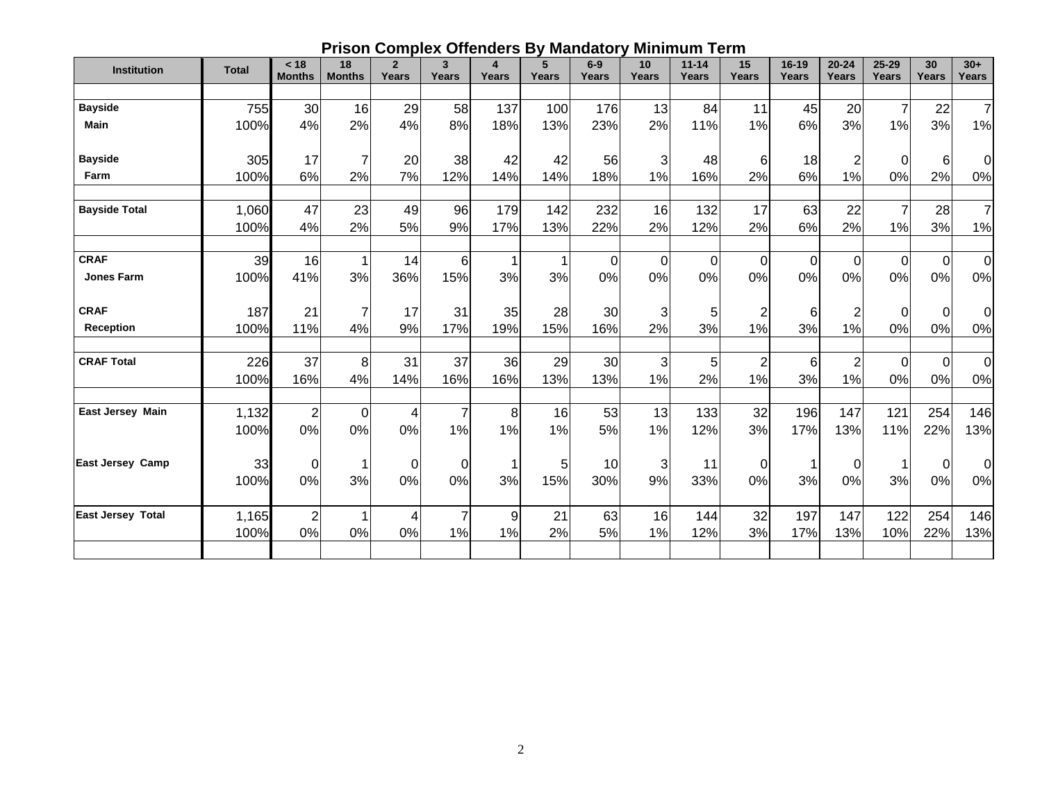## Prison Complex Offenders By Mandatory Minimum Term

| Institution | Total | < 18 Months | 18 Months | 2 Years | 3 Years | 4 Years | 5 Years | 6-9 Years | 10 Years | 11-14 Years | 15 Years | 16-19 Years | 20-24 Years | 25-29 Years | 30 Years | 30+ Years |
|---|---|---|---|---|---|---|---|---|---|---|---|---|---|---|---|---|
| **Bayside Main** | 755 | 30 | 16 | 29 | 58 | 137 | 100 | 176 | 13 | 84 | 11 | 45 | 20 | 7 | 22 | 7 |
| | 100% | 4% | 2% | 4% | 8% | 18% | 13% | 23% | 2% | 11% | 1% | 6% | 3% | 1% | 3% | 1% |
| **Bayside Farm** | 305 | 17 | 7 | 20 | 38 | 42 | 42 | 56 | 3 | 48 | 6 | 18 | 2 | 0 | 6 | 0 |
| | 100% | 6% | 2% | 7% | 12% | 14% | 14% | 18% | 1% | 16% | 2% | 6% | 1% | 0% | 2% | 0% |
| **Bayside Total** | 1,060 | 47 | 23 | 49 | 96 | 179 | 142 | 232 | 16 | 132 | 17 | 63 | 22 | 7 | 28 | 7 |
| | 100% | 4% | 2% | 5% | 9% | 17% | 13% | 22% | 2% | 12% | 2% | 6% | 2% | 1% | 3% | 1% |
| **CRAF Jones Farm** | 39 | 16 | 1 | 14 | 6 | 1 | 1 | 0 | 0 | 0 | 0 | 0 | 0 | 0 | 0 | 0 |
| | 100% | 41% | 3% | 36% | 15% | 3% | 3% | 0% | 0% | 0% | 0% | 0% | 0% | 0% | 0% | 0% |
| **CRAF Reception** | 187 | 21 | 7 | 17 | 31 | 35 | 28 | 30 | 3 | 5 | 2 | 6 | 2 | 0 | 0 | 0 |
| | 100% | 11% | 4% | 9% | 17% | 19% | 15% | 16% | 2% | 3% | 1% | 3% | 1% | 0% | 0% | 0% |
| **CRAF Total** | 226 | 37 | 8 | 31 | 37 | 36 | 29 | 30 | 3 | 5 | 2 | 6 | 2 | 0 | 0 | 0 |
| | 100% | 16% | 4% | 14% | 16% | 16% | 13% | 13% | 1% | 2% | 1% | 3% | 1% | 0% | 0% | 0% |
| **East Jersey Main** | 1,132 | 2 | 0 | 4 | 7 | 8 | 16 | 53 | 13 | 133 | 32 | 196 | 147 | 121 | 254 | 146 |
| | 100% | 0% | 0% | 0% | 1% | 1% | 1% | 5% | 1% | 12% | 3% | 17% | 13% | 11% | 22% | 13% |
| **East Jersey Camp** | 33 | 0 | 1 | 0 | 0 | 1 | 5 | 10 | 3 | 11 | 0 | 1 | 0 | 1 | 0 | 0 |
| | 100% | 0% | 3% | 0% | 0% | 3% | 15% | 30% | 9% | 33% | 0% | 3% | 0% | 3% | 0% | 0% |
| **East Jersey Total** | 1,165 | 2 | 1 | 4 | 7 | 9 | 21 | 63 | 16 | 144 | 32 | 197 | 147 | 122 | 254 | 146 |
| | 100% | 0% | 0% | 0% | 1% | 1% | 2% | 5% | 1% | 12% | 3% | 17% | 13% | 10% | 22% | 13% |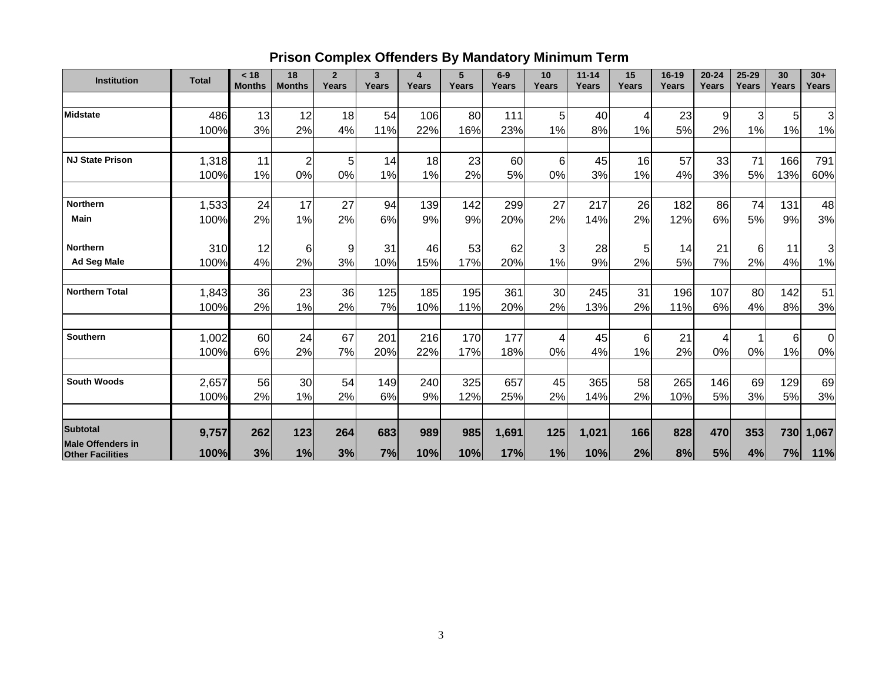## Prison Complex Offenders By Mandatory Minimum Term

| Institution | Total | < 18 Months | 18 Months | 2 Years | 3 Years | 4 Years | 5 Years | 6-9 Years | 10 Years | 11-14 Years | 15 Years | 16-19 Years | 20-24 Years | 25-29 Years | 30 Years | 30+ Years |
|---|---|---|---|---|---|---|---|---|---|---|---|---|---|---|---|---|
| Midstate | 486 | 13 | 12 | 18 | 54 | 106 | 80 | 111 | 5 | 40 | 4 | 23 | 9 | 3 | 5 | 3 |
| | 100% | 3% | 2% | 4% | 11% | 22% | 16% | 23% | 1% | 8% | 1% | 5% | 2% | 1% | 1% | 1% |
| NJ State Prison | 1,318 | 11 | 2 | 5 | 14 | 18 | 23 | 60 | 6 | 45 | 16 | 57 | 33 | 71 | 166 | 791 |
| | 100% | 1% | 0% | 0% | 1% | 1% | 2% | 5% | 0% | 3% | 1% | 4% | 3% | 5% | 13% | 60% |
| Northern Main | 1,533 | 24 | 17 | 27 | 94 | 139 | 142 | 299 | 27 | 217 | 26 | 182 | 86 | 74 | 131 | 48 |
| | 100% | 2% | 1% | 2% | 6% | 9% | 9% | 20% | 2% | 14% | 2% | 12% | 6% | 5% | 9% | 3% |
| Northern Ad Seg Male | 310 | 12 | 6 | 9 | 31 | 46 | 53 | 62 | 3 | 28 | 5 | 14 | 21 | 6 | 11 | 3 |
| | 100% | 4% | 2% | 3% | 10% | 15% | 17% | 20% | 1% | 9% | 2% | 5% | 7% | 2% | 4% | 1% |
| Northern Total | 1,843 | 36 | 23 | 36 | 125 | 185 | 195 | 361 | 30 | 245 | 31 | 196 | 107 | 80 | 142 | 51 |
| | 100% | 2% | 1% | 2% | 7% | 10% | 11% | 20% | 2% | 13% | 2% | 11% | 6% | 4% | 8% | 3% |
| Southern | 1,002 | 60 | 24 | 67 | 201 | 216 | 170 | 177 | 4 | 45 | 6 | 21 | 4 | 1 | 6 | 0 |
| | 100% | 6% | 2% | 7% | 20% | 22% | 17% | 18% | 0% | 4% | 1% | 2% | 0% | 0% | 1% | 0% |
| South Woods | 2,657 | 56 | 30 | 54 | 149 | 240 | 325 | 657 | 45 | 365 | 58 | 265 | 146 | 69 | 129 | 69 |
| | 100% | 2% | 1% | 2% | 6% | 9% | 12% | 25% | 2% | 14% | 2% | 10% | 5% | 3% | 5% | 3% |
| **Subtotal Male Offenders in Other Facilities** | **9,757** | **262** | **123** | **264** | **683** | **989** | **985** | **1,691** | **125** | **1,021** | **166** | **828** | **470** | **353** | **730** | **1,067** |
| | **100%** | **3%** | **1%** | **3%** | **7%** | **10%** | **10%** | **17%** | **1%** | **10%** | **2%** | **8%** | **5%** | **4%** | **7%** | **11%** |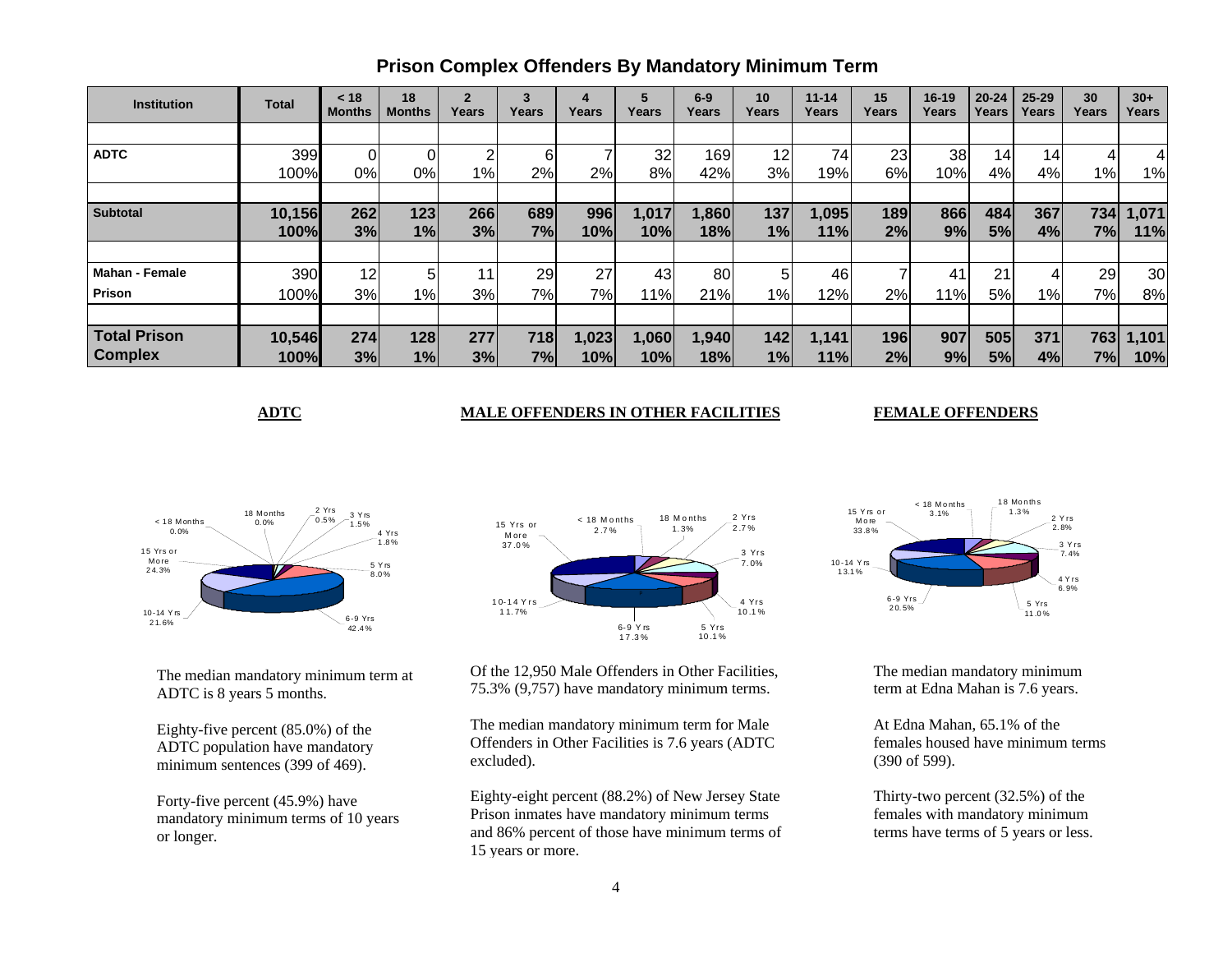# Prison Complex Offenders By Mandatory Minimum Term

| Institution | Total | < 18 Months | 18 Months | 2 Years | 3 Years | 4 Years | 5 Years | 6-9 Years | 10 Years | 11-14 Years | 15 Years | 16-19 Years | 20-24 Years | 25-29 Years | 30 Years | 30+ Years |
|---|---|---|---|---|---|---|---|---|---|---|---|---|---|---|---|---|
| **ADTC** | 399 | 0 | 0 | 2 | 6 | 7 | 32 | 169 | 12 | 74 | 23 | 38 | 14 | 14 | 4 | 4 |
| | 100% | 0% | 0% | 1% | 2% | 2% | 8% | 42% | 3% | 19% | 6% | 10% | 4% | 4% | 1% | 1% |
| **Subtotal** | **10,156** | **262** | **123** | **266** | **689** | **996** | **1,017** | **1,860** | **137** | **1,095** | **189** | **866** | **484** | **367** | **734** | **1,071** |
| | **100%** | **3%** | **1%** | **3%** | **7%** | **10%** | **10%** | **18%** | **1%** | **11%** | **2%** | **9%** | **5%** | **4%** | **7%** | **11%** |
| **Mahan - Female Prison** | 390 | 12 | 5 | 11 | 29 | 27 | 43 | 80 | 5 | 46 | 7 | 41 | 21 | 4 | 29 | 30 |
| | 100% | 3% | 1% | 3% | 7% | 7% | 11% | 21% | 1% | 12% | 2% | 11% | 5% | 1% | 7% | 8% |
| **Total Prison Complex** | **10,546** | **274** | **128** | **277** | **718** | **1,023** | **1,060** | **1,940** | **142** | **1,141** | **196** | **907** | **505** | **371** | **763** | **1,101** |
| | **100%** | **3%** | **1%** | **3%** | **7%** | **10%** | **10%** | **18%** | **1%** | **11%** | **2%** | **9%** | **5%** | **4%** | **7%** | **10%** |

## ADTC

< 18 Months 0.0%; 18 Months 0.0%; 2 Yrs 0.5%; 3 Yrs 1.5%; 4 Yrs 1.8%; 5 Yrs 8.0%; 6-9 Yrs 42.4%; 10-14 Yrs 21.6%; 15 Yrs or More 24.3%

The median mandatory minimum term at ADTC is 8 years 5 months.

Eighty-five percent (85.0%) of the ADTC population have mandatory minimum sentences (399 of 469).

Forty-five percent (45.9%) have mandatory minimum terms of 10 years or longer.

## MALE OFFENDERS IN OTHER FACILITIES

< 18 Months 2.7%; 18 Months 1.3%; 2 Yrs 2.7%; 3 Yrs 7.0%; 4 Yrs 10.1%; 5 Yrs 10.1%; 6-9 Yrs 17.3%; 10-14 Yrs 11.7%; 15 Yrs or More 37.0%

Of the 12,950 Male Offenders in Other Facilities, 75.3% (9,757) have mandatory minimum terms.

The median mandatory minimum term for Male Offenders in Other Facilities is 7.6 years (ADTC excluded).

Eighty-eight percent (88.2%) of New Jersey State Prison inmates have mandatory minimum terms and 86% percent of those have minimum terms of 15 years or more.

## FEMALE OFFENDERS

< 18 Months 3.1%; 18 Months 1.3%; 2 Yrs 2.8%; 3 Yrs 7.4%; 4 Yrs 6.9%; 5 Yrs 11.0%; 6-9 Yrs 20.5%; 10-14 Yrs 13.1%; 15 Yrs or More 33.8%

The median mandatory minimum term at Edna Mahan is 7.6 years.

At Edna Mahan, 65.1% of the females housed have minimum terms (390 of 599).

Thirty-two percent (32.5%) of the females with mandatory minimum terms have terms of 5 years or less.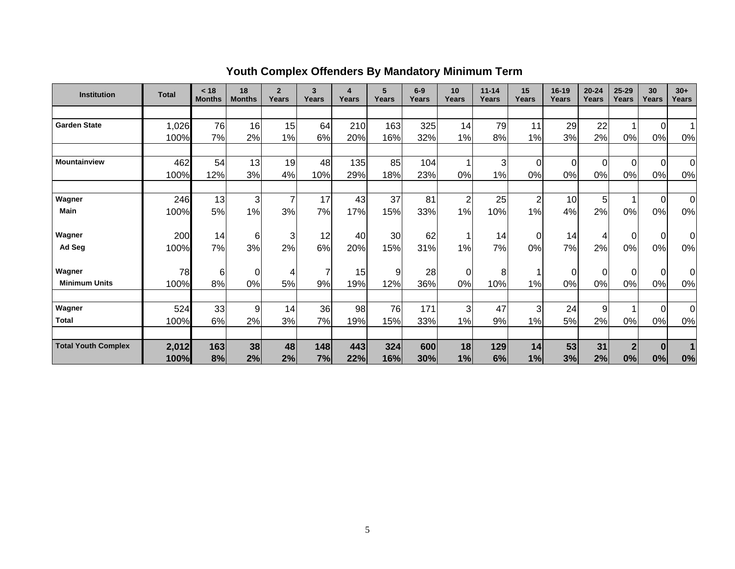## Youth Complex Offenders By Mandatory Minimum Term

| Institution | Total | < 18 Months | 18 Months | 2 Years | 3 Years | 4 Years | 5 Years | 6-9 Years | 10 Years | 11-14 Years | 15 Years | 16-19 Years | 20-24 Years | 25-29 Years | 30 Years | 30+ Years |
|---|---|---|---|---|---|---|---|---|---|---|---|---|---|---|---|---|
| **Garden State** | 1,026 | 76 | 16 | 15 | 64 | 210 | 163 | 325 | 14 | 79 | 11 | 29 | 22 | 1 | 0 | 1 |
| | 100% | 7% | 2% | 1% | 6% | 20% | 16% | 32% | 1% | 8% | 1% | 3% | 2% | 0% | 0% | 0% |
| **Mountainview** | 462 | 54 | 13 | 19 | 48 | 135 | 85 | 104 | 1 | 3 | 0 | 0 | 0 | 0 | 0 | 0 |
| | 100% | 12% | 3% | 4% | 10% | 29% | 18% | 23% | 0% | 1% | 0% | 0% | 0% | 0% | 0% | 0% |
| **Wagner Main** | 246 | 13 | 3 | 7 | 17 | 43 | 37 | 81 | 2 | 25 | 2 | 10 | 5 | 1 | 0 | 0 |
| | 100% | 5% | 1% | 3% | 7% | 17% | 15% | 33% | 1% | 10% | 1% | 4% | 2% | 0% | 0% | 0% |
| **Wagner Ad Seg** | 200 | 14 | 6 | 3 | 12 | 40 | 30 | 62 | 1 | 14 | 0 | 14 | 4 | 0 | 0 | 0 |
| | 100% | 7% | 3% | 2% | 6% | 20% | 15% | 31% | 1% | 7% | 0% | 7% | 2% | 0% | 0% | 0% |
| **Wagner Minimum Units** | 78 | 6 | 0 | 4 | 7 | 15 | 9 | 28 | 0 | 8 | 1 | 0 | 0 | 0 | 0 | 0 |
| | 100% | 8% | 0% | 5% | 9% | 19% | 12% | 36% | 0% | 10% | 1% | 0% | 0% | 0% | 0% | 0% |
| **Wagner Total** | 524 | 33 | 9 | 14 | 36 | 98 | 76 | 171 | 3 | 47 | 3 | 24 | 9 | 1 | 0 | 0 |
| | 100% | 6% | 2% | 3% | 7% | 19% | 15% | 33% | 1% | 9% | 1% | 5% | 2% | 0% | 0% | 0% |
| **Total Youth Complex** | **2,012** | **163** | **38** | **48** | **148** | **443** | **324** | **600** | **18** | **129** | **14** | **53** | **31** | **2** | **0** | **1** |
| | **100%** | **8%** | **2%** | **2%** | **7%** | **22%** | **16%** | **30%** | **1%** | **6%** | **1%** | **3%** | **2%** | **0%** | **0%** | **0%** |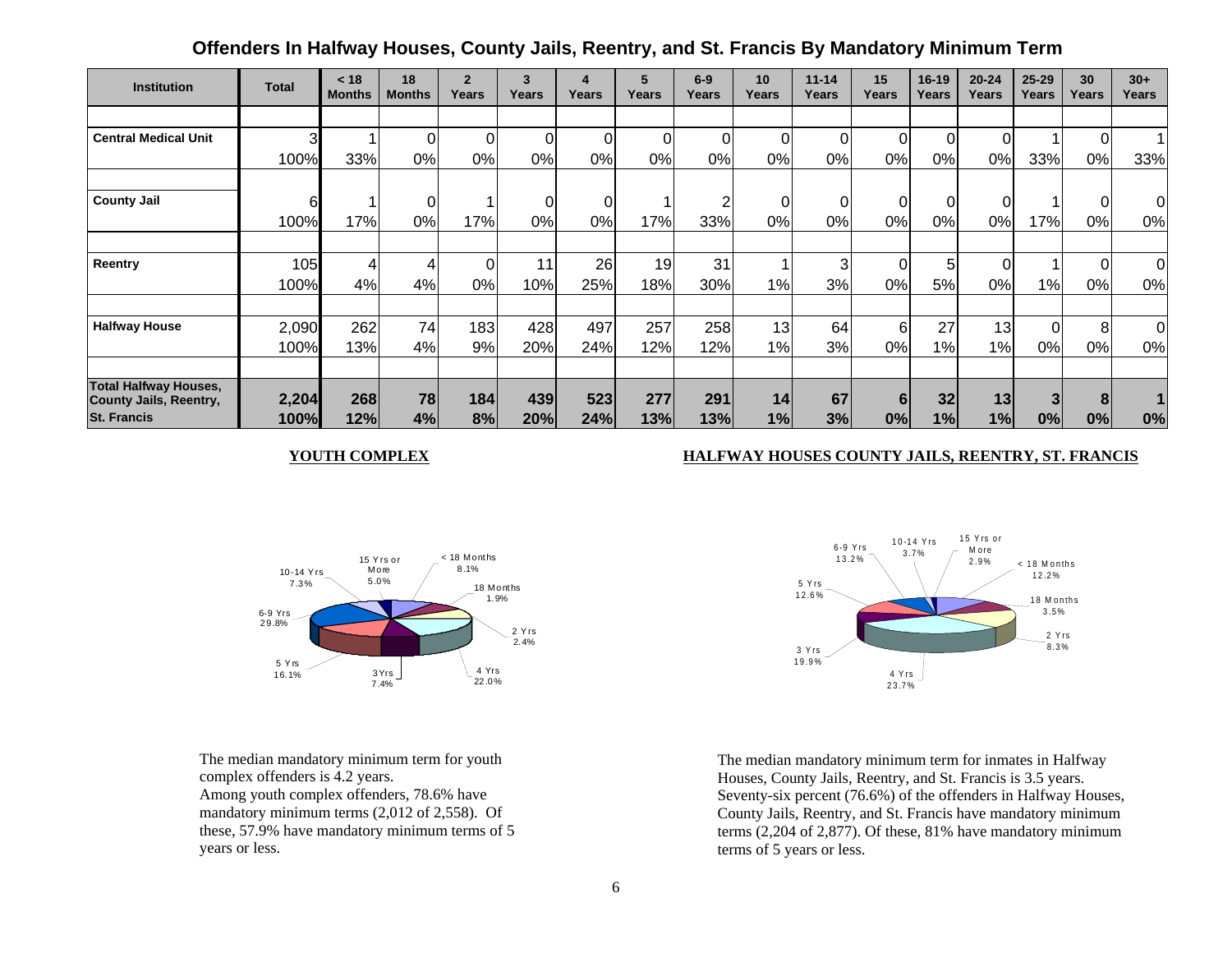## Offenders In Halfway Houses, County Jails, Reentry, and St. Francis By Mandatory Minimum Term

| Institution | Total | < 18 Months | 18 Months | 2 Years | 3 Years | 4 Years | 5 Years | 6-9 Years | 10 Years | 11-14 Years | 15 Years | 16-19 Years | 20-24 Years | 25-29 Years | 30 Years | 30+ Years |
|---|---|---|---|---|---|---|---|---|---|---|---|---|---|---|---|---|
| Central Medical Unit | 3 | 1 | 0 | 0 | 0 | 0 | 0 | 0 | 0 | 0 | 0 | 0 | 0 | 1 | 0 | 1 |
| | 100% | 33% | 0% | 0% | 0% | 0% | 0% | 0% | 0% | 0% | 0% | 0% | 0% | 33% | 0% | 33% |
| County Jail | 6 | 1 | 0 | 1 | 0 | 0 | 1 | 2 | 0 | 0 | 0 | 0 | 0 | 1 | 0 | 0 |
| | 100% | 17% | 0% | 17% | 0% | 0% | 17% | 33% | 0% | 0% | 0% | 0% | 0% | 17% | 0% | 0% |
| Reentry | 105 | 4 | 4 | 0 | 11 | 26 | 19 | 31 | 1 | 3 | 0 | 5 | 0 | 1 | 0 | 0 |
| | 100% | 4% | 4% | 0% | 10% | 25% | 18% | 30% | 1% | 3% | 0% | 5% | 0% | 1% | 0% | 0% |
| Halfway House | 2,090 | 262 | 74 | 183 | 428 | 497 | 257 | 258 | 13 | 64 | 6 | 27 | 13 | 0 | 8 | 0 |
| | 100% | 13% | 4% | 9% | 20% | 24% | 12% | 12% | 1% | 3% | 0% | 1% | 1% | 0% | 0% | 0% |
| **Total Halfway Houses, County Jails, Reentry, St. Francis** | **2,204** | **268** | **78** | **184** | **439** | **523** | **277** | **291** | **14** | **67** | **6** | **32** | **13** | **3** | **8** | **1** |
| | **100%** | **12%** | **4%** | **8%** | **20%** | **24%** | **13%** | **13%** | **1%** | **3%** | **0%** | **1%** | **1%** | **0%** | **0%** | **0%** |

**YOUTH COMPLEX**

< 18 Months 8.1%
18 Months 1.9%
2 Yrs 2.4%
4 Yrs 22.0%
3 Yrs 7.4%
5 Yrs 16.1%
6-9 Yrs 29.8%
10-14 Yrs 7.3%
15 Yrs or More 5.0%

The median mandatory minimum term for youth complex offenders is 4.2 years. Among youth complex offenders, 78.6% have mandatory minimum terms (2,012 of 2,558). Of these, 57.9% have mandatory minimum terms of 5 years or less.

**HALFWAY HOUSES COUNTY JAILS, REENTRY, ST. FRANCIS**

6-9 Yrs 13.2%
10-14 Yrs 3.7%
15 Yrs or More 2.9%
< 18 Months 12.2%
18 Months 3.5%
2 Yrs 8.3%
4 Yrs 23.7%
3 Yrs 19.9%
5 Yrs 12.6%

The median mandatory minimum term for inmates in Halfway Houses, County Jails, Reentry, and St. Francis is 3.5 years. Seventy-six percent (76.6%) of the offenders in Halfway Houses, County Jails, Reentry, and St. Francis have mandatory minimum terms (2,204 of 2,877). Of these, 81% have mandatory minimum terms of 5 years or less.